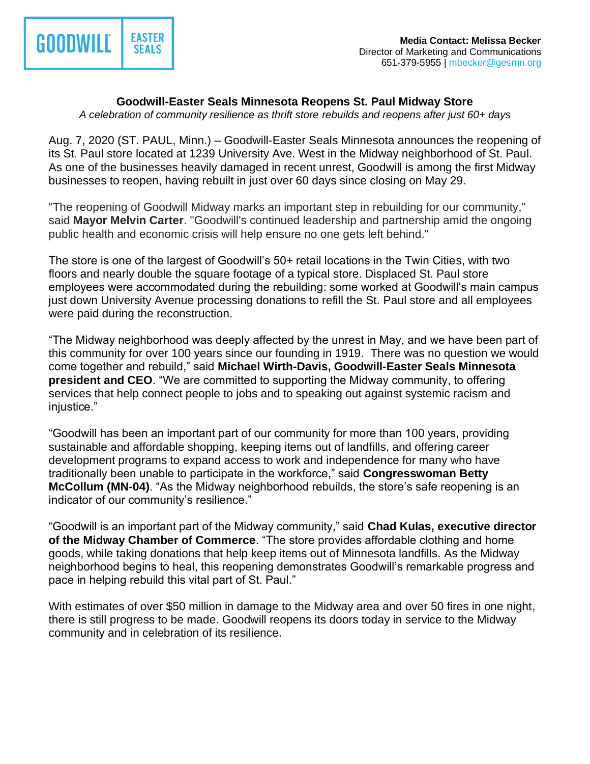GOODWILL | EASTER SEALS

**Media Contact: Melissa Becker**
Director of Marketing and Communications
651-379-5955 | mbecker@gesmn.org

## Goodwill-Easter Seals Minnesota Reopens St. Paul Midway Store

*A celebration of community resilience as thrift store rebuilds and reopens after just 60+ days*

Aug. 7, 2020 (ST. PAUL, Minn.) – Goodwill-Easter Seals Minnesota announces the reopening of its St. Paul store located at 1239 University Ave. West in the Midway neighborhood of St. Paul. As one of the businesses heavily damaged in recent unrest, Goodwill is among the first Midway businesses to reopen, having rebuilt in just over 60 days since closing on May 29.

"The reopening of Goodwill Midway marks an important step in rebuilding for our community," said **Mayor Melvin Carter**. "Goodwill's continued leadership and partnership amid the ongoing public health and economic crisis will help ensure no one gets left behind."

The store is one of the largest of Goodwill's 50+ retail locations in the Twin Cities, with two floors and nearly double the square footage of a typical store. Displaced St. Paul store employees were accommodated during the rebuilding: some worked at Goodwill's main campus just down University Avenue processing donations to refill the St. Paul store and all employees were paid during the reconstruction.

"The Midway neighborhood was deeply affected by the unrest in May, and we have been part of this community for over 100 years since our founding in 1919. There was no question we would come together and rebuild," said **Michael Wirth-Davis, Goodwill-Easter Seals Minnesota president and CEO**. "We are committed to supporting the Midway community, to offering services that help connect people to jobs and to speaking out against systemic racism and injustice."

"Goodwill has been an important part of our community for more than 100 years, providing sustainable and affordable shopping, keeping items out of landfills, and offering career development programs to expand access to work and independence for many who have traditionally been unable to participate in the workforce," said **Congresswoman Betty McCollum (MN-04)**. "As the Midway neighborhood rebuilds, the store's safe reopening is an indicator of our community's resilience."

"Goodwill is an important part of the Midway community," said **Chad Kulas, executive director of the Midway Chamber of Commerce**. "The store provides affordable clothing and home goods, while taking donations that help keep items out of Minnesota landfills. As the Midway neighborhood begins to heal, this reopening demonstrates Goodwill's remarkable progress and pace in helping rebuild this vital part of St. Paul."

With estimates of over $50 million in damage to the Midway area and over 50 fires in one night, there is still progress to be made. Goodwill reopens its doors today in service to the Midway community and in celebration of its resilience.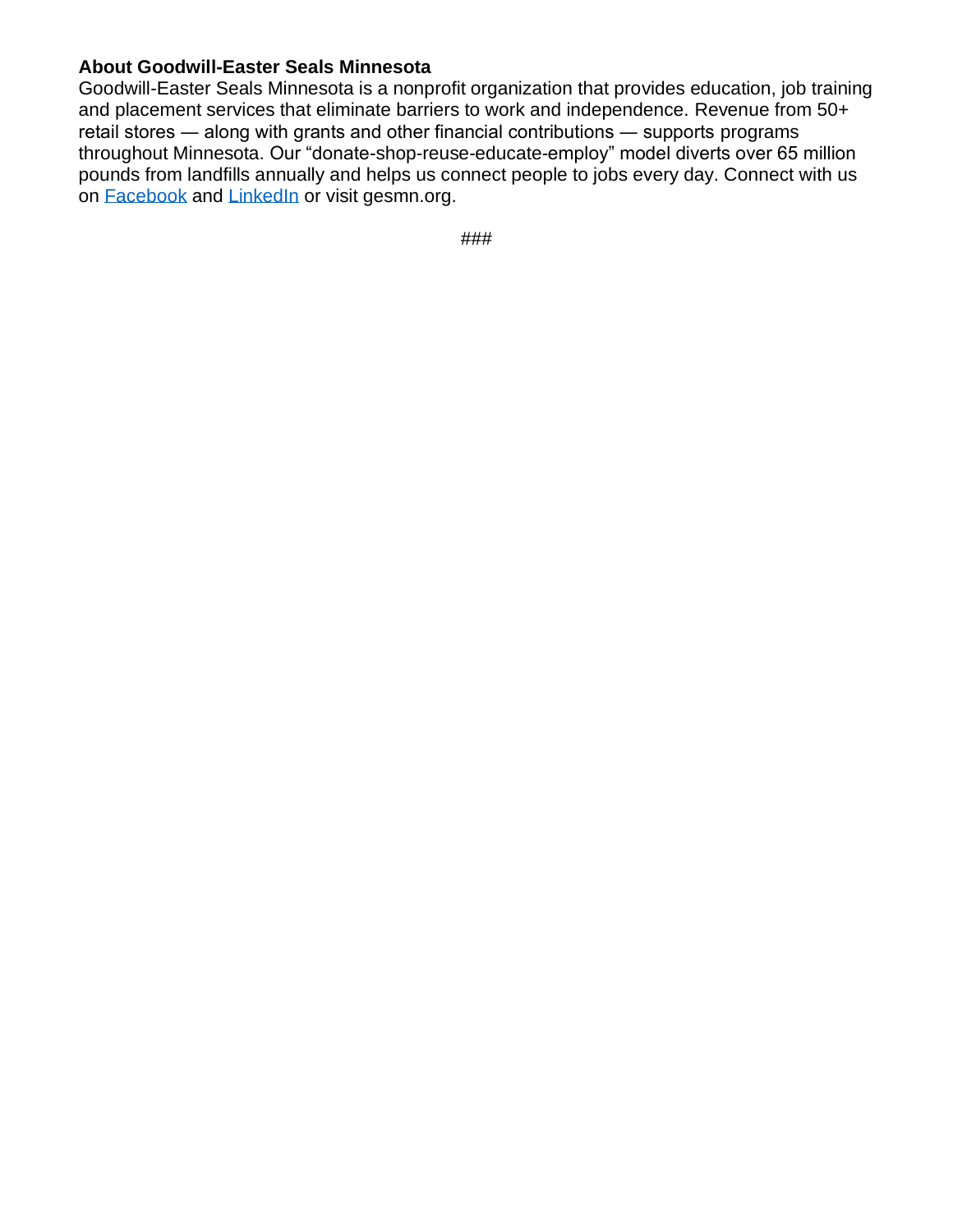**About Goodwill-Easter Seals Minnesota**

Goodwill-Easter Seals Minnesota is a nonprofit organization that provides education, job training and placement services that eliminate barriers to work and independence. Revenue from 50+ retail stores — along with grants and other financial contributions — supports programs throughout Minnesota. Our "donate-shop-reuse-educate-employ" model diverts over 65 million pounds from landfills annually and helps us connect people to jobs every day. Connect with us on Facebook and LinkedIn or visit gesmn.org.

###